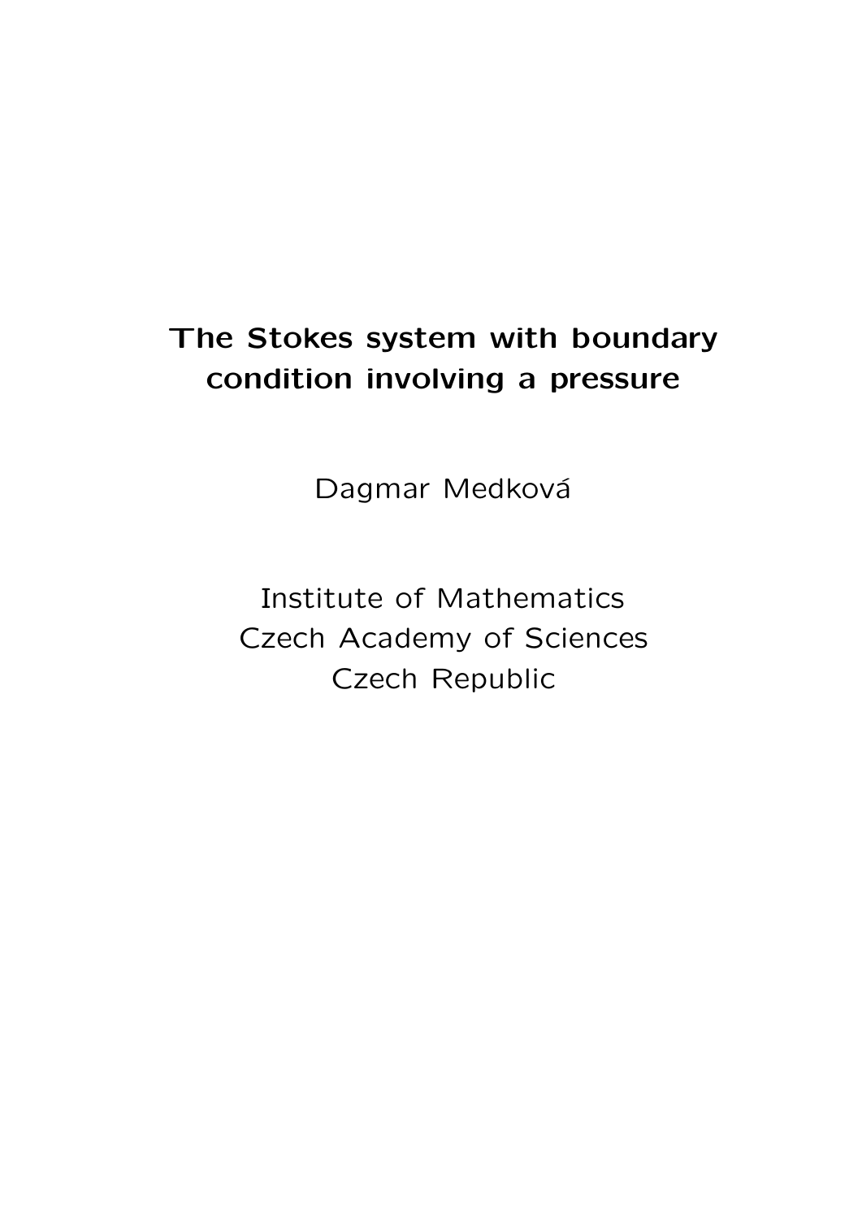# The Stokes system with boundary condition involving a pressure

Dagmar Medková

Institute of Mathematics
Czech Academy of Sciences
Czech Republic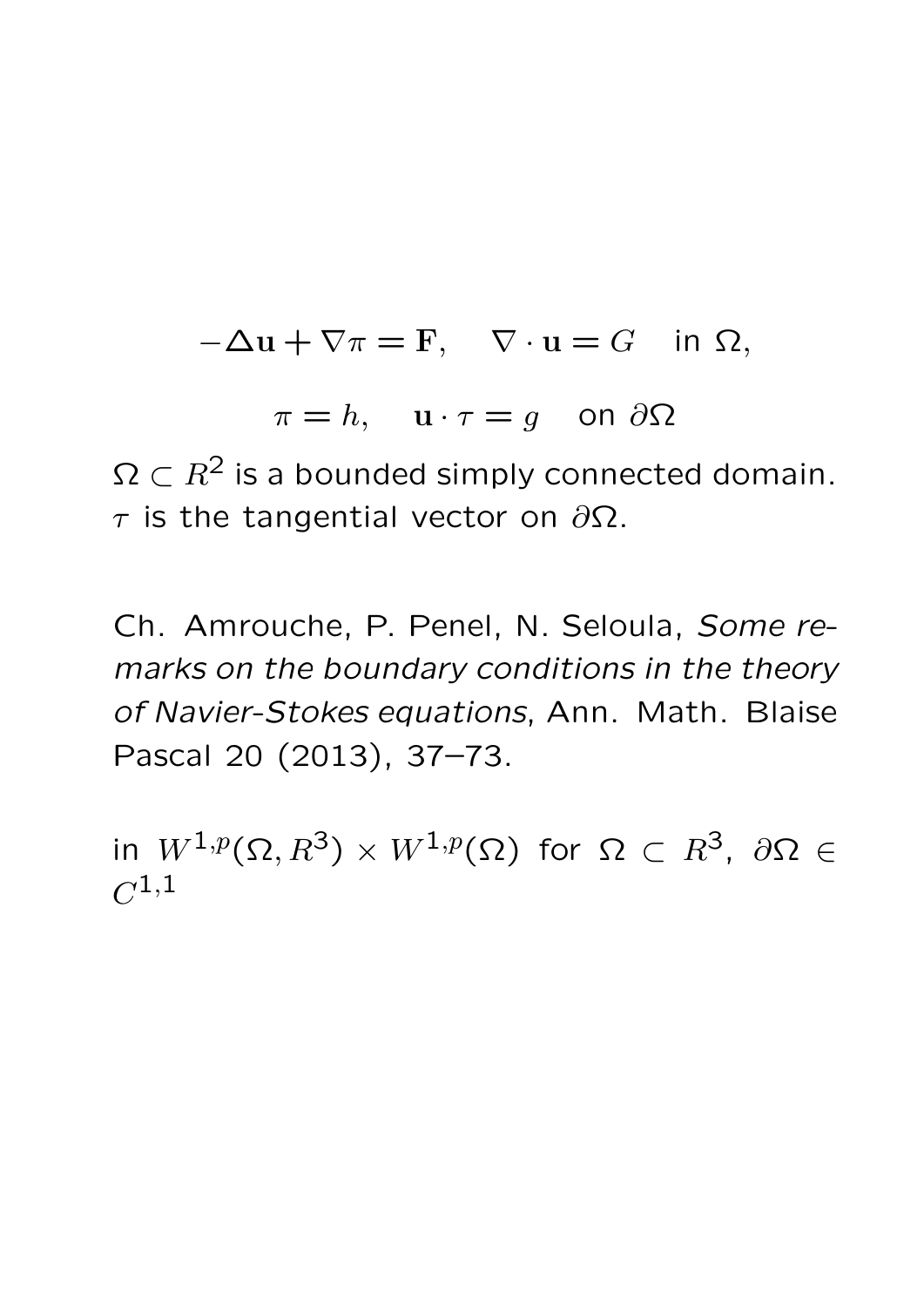$$-\Delta \mathbf{u} + \nabla \pi = \mathbf{F}, \quad \nabla \cdot \mathbf{u} = G \quad \text{in } \Omega,$$

$$\pi = h, \quad \mathbf{u} \cdot \tau = g \quad \text{on } \partial\Omega$$

$\Omega \subset R^2$ is a bounded simply connected domain. $\tau$ is the tangential vector on $\partial\Omega$.

Ch. Amrouche, P. Penel, N. Seloula, *Some remarks on the boundary conditions in the theory of Navier-Stokes equations*, Ann. Math. Blaise Pascal 20 (2013), 37–73.

in $W^{1,p}(\Omega, R^3) \times W^{1,p}(\Omega)$ for $\Omega \subset R^3$, $\partial\Omega \in C^{1,1}$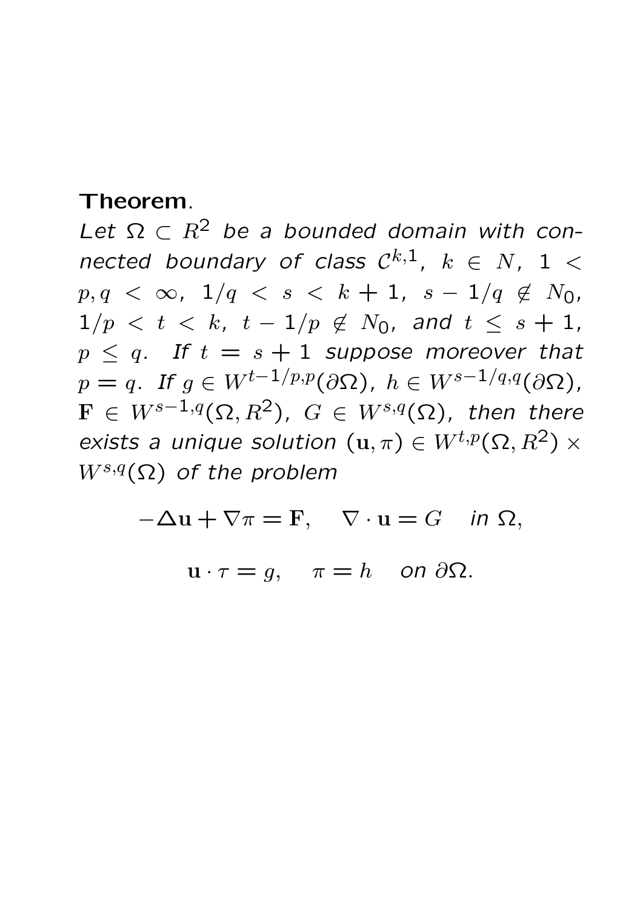**Theorem**.
*Let $\Omega \subset R^2$ be a bounded domain with connected boundary of class $\mathcal{C}^{k,1}$, $k \in N$, $1 < p, q < \infty$, $1/q < s < k+1$, $s - 1/q \notin N_0$, $1/p < t < k$, $t - 1/p \notin N_0$, and $t \leq s+1$, $p \leq q$. If $t = s+1$ suppose moreover that $p = q$. If $g \in W^{t-1/p,p}(\partial\Omega)$, $h \in W^{s-1/q,q}(\partial\Omega)$, $\mathbf{F} \in W^{s-1,q}(\Omega, R^2)$, $G \in W^{s,q}(\Omega)$, then there exists a unique solution $(\mathbf{u}, \pi) \in W^{t,p}(\Omega, R^2) \times W^{s,q}(\Omega)$ of the problem*

$$-\Delta \mathbf{u} + \nabla \pi = \mathbf{F}, \quad \nabla \cdot \mathbf{u} = G \quad \textit{in } \Omega,$$

$$\mathbf{u} \cdot \tau = g, \quad \pi = h \quad \textit{on } \partial\Omega.$$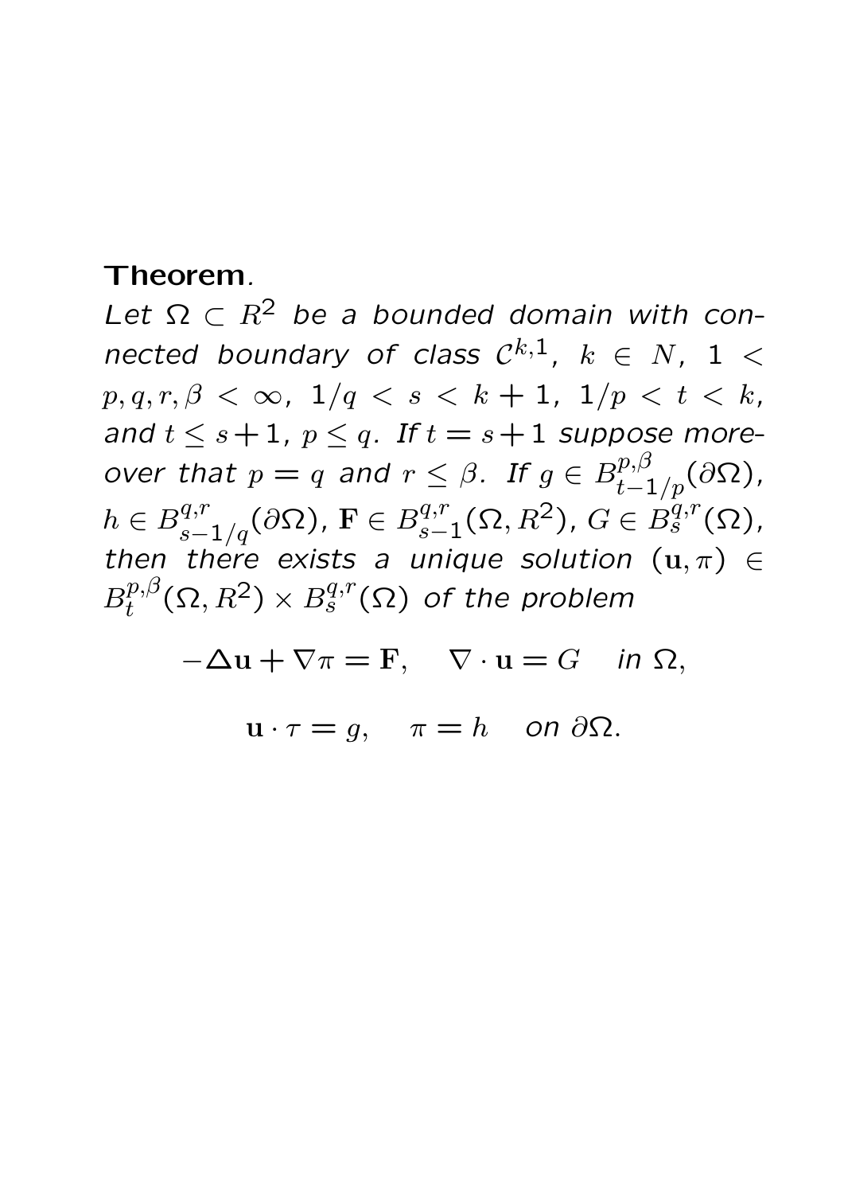**Theorem**.

*Let $\Omega \subset R^2$ be a bounded domain with connected boundary of class $\mathcal{C}^{k,1}$, $k \in N$, $1 < p, q, r, \beta < \infty$, $1/q < s < k+1$, $1/p < t < k$, and $t \leq s+1$, $p \leq q$. If $t = s+1$ suppose moreover that $p = q$ and $r \leq \beta$. If $g \in B^{p,\beta}_{t-1/p}(\partial\Omega)$, $h \in B^{q,r}_{s-1/q}(\partial\Omega)$, $\mathbf{F} \in B^{q,r}_{s-1}(\Omega, R^2)$, $G \in B^{q,r}_s(\Omega)$, then there exists a unique solution $(\mathbf{u}, \pi) \in B^{p,\beta}_t(\Omega, R^2) \times B^{q,r}_s(\Omega)$ of the problem*

$$-\Delta \mathbf{u} + \nabla \pi = \mathbf{F}, \quad \nabla \cdot \mathbf{u} = G \quad \textit{in } \Omega,$$

$$\mathbf{u} \cdot \tau = g, \quad \pi = h \quad \textit{on } \partial\Omega.$$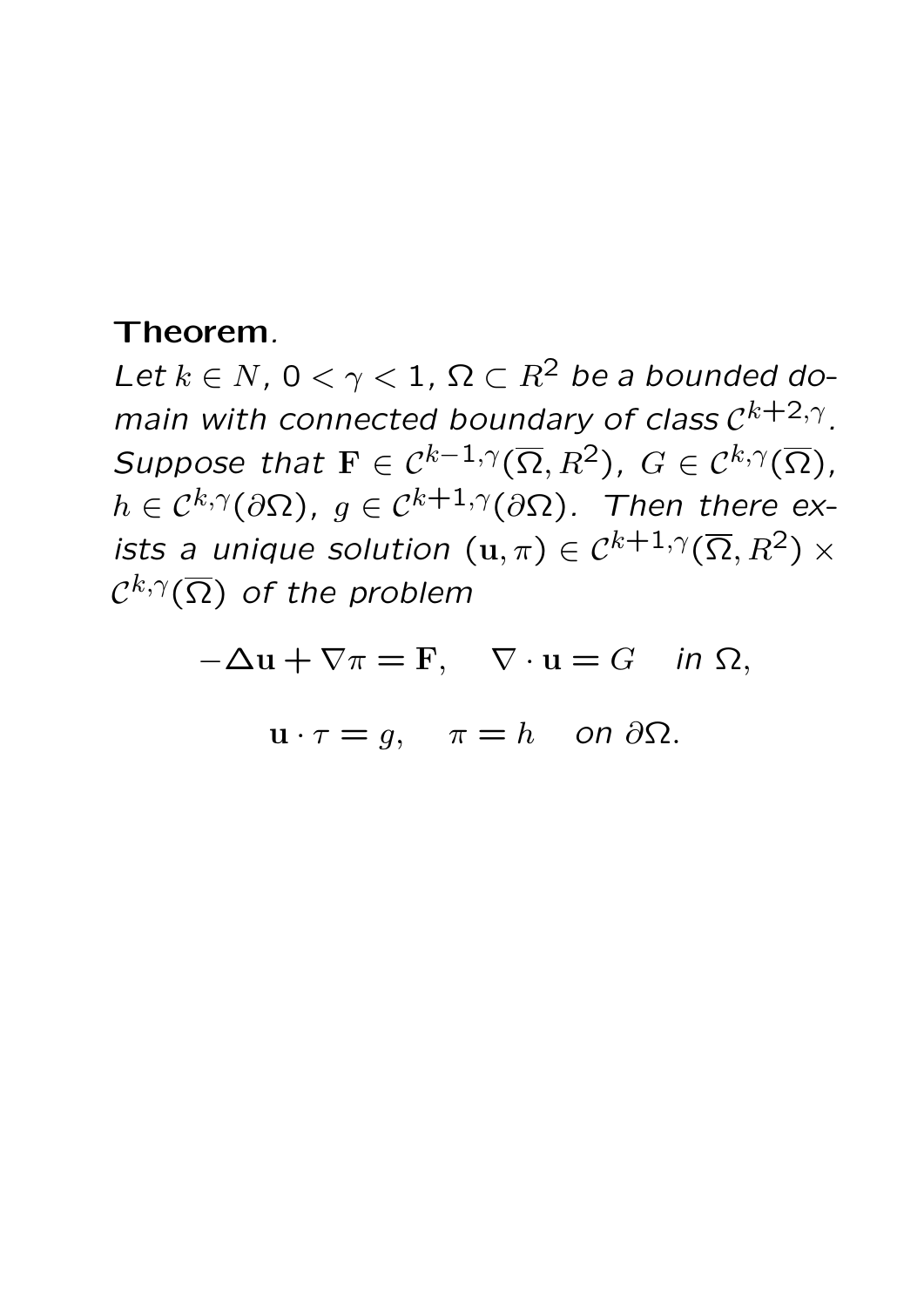**Theorem**.

*Let $k \in N$, $0 < \gamma < 1$, $\Omega \subset R^2$ be a bounded domain with connected boundary of class $\mathcal{C}^{k+2,\gamma}$. Suppose that $\mathbf{F} \in \mathcal{C}^{k-1,\gamma}(\overline{\Omega}, R^2)$, $G \in \mathcal{C}^{k,\gamma}(\overline{\Omega})$, $h \in \mathcal{C}^{k,\gamma}(\partial\Omega)$, $g \in \mathcal{C}^{k+1,\gamma}(\partial\Omega)$. Then there exists a unique solution $(\mathbf{u}, \pi) \in \mathcal{C}^{k+1,\gamma}(\overline{\Omega}, R^2) \times \mathcal{C}^{k,\gamma}(\overline{\Omega})$ of the problem*

$$-\Delta \mathbf{u} + \nabla \pi = \mathbf{F}, \quad \nabla \cdot \mathbf{u} = G \quad \text{in } \Omega,$$

$$\mathbf{u} \cdot \tau = g, \quad \pi = h \quad \text{on } \partial\Omega.$$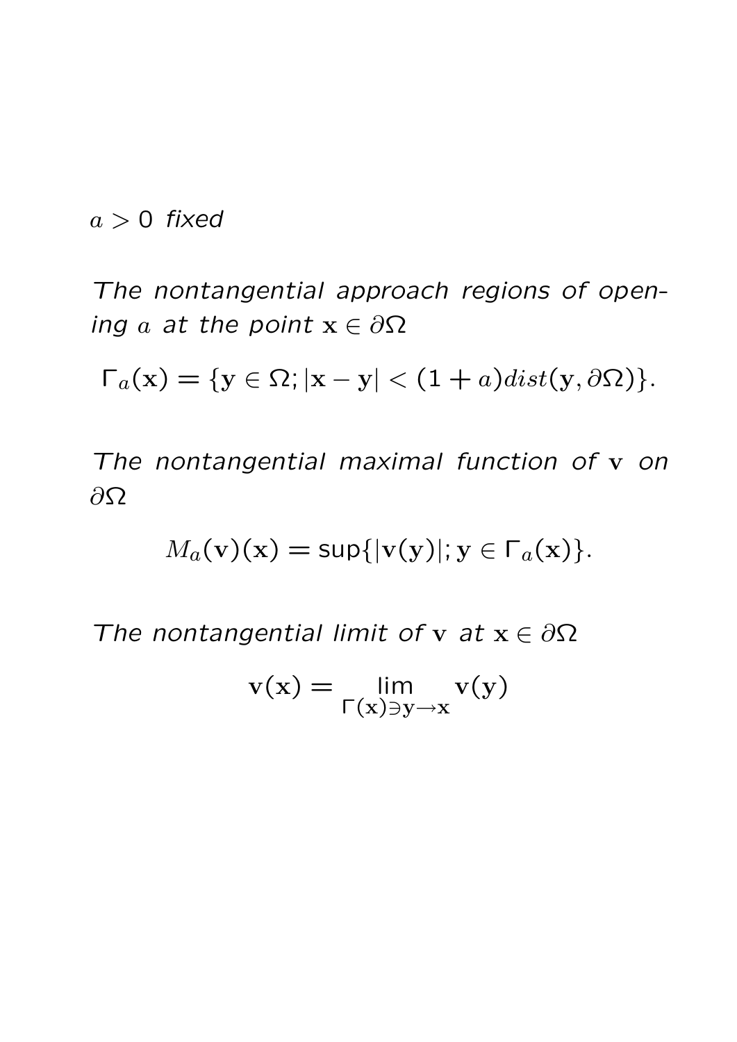$a > 0$ *fixed*

*The nontangential approach regions of opening $a$ at the point $\mathbf{x} \in \partial\Omega$*

$$\Gamma_a(\mathbf{x}) = \{\mathbf{y} \in \Omega; |\mathbf{x} - \mathbf{y}| < (1 + a)dist(\mathbf{y}, \partial\Omega)\}.$$

*The nontangential maximal function of $\mathbf{v}$ on $\partial\Omega$*

$$M_a(\mathbf{v})(\mathbf{x}) = \sup\{|\mathbf{v}(\mathbf{y})|; \mathbf{y} \in \Gamma_a(\mathbf{x})\}.$$

*The nontangential limit of $\mathbf{v}$ at $\mathbf{x} \in \partial\Omega$*

$$\mathbf{v}(\mathbf{x}) = \lim_{\Gamma(\mathbf{x}) \ni \mathbf{y} \to \mathbf{x}} \mathbf{v}(\mathbf{y})$$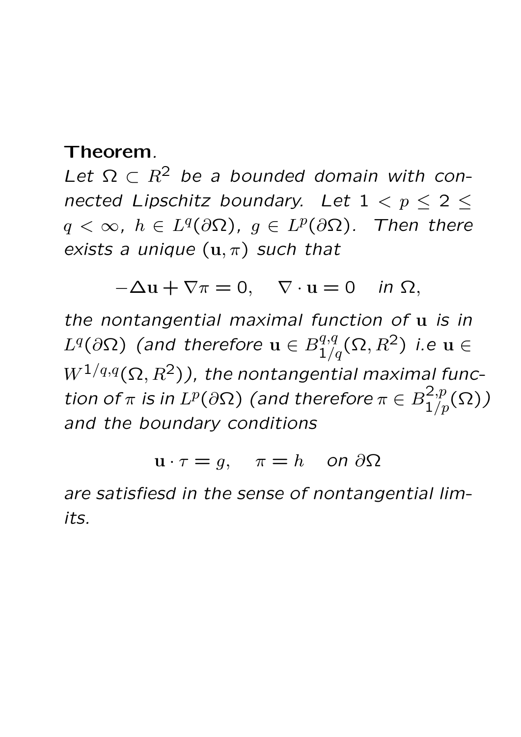**Theorem**.
*Let $\Omega \subset R^2$ be a bounded domain with connected Lipschitz boundary. Let $1 < p \leq 2 \leq q < \infty$, $h \in L^q(\partial\Omega)$, $g \in L^p(\partial\Omega)$. Then there exists a unique $(\mathbf{u}, \pi)$ such that*

$$-\Delta \mathbf{u} + \nabla \pi = 0, \quad \nabla \cdot \mathbf{u} = 0 \quad \textit{in } \Omega,$$

*the nontangential maximal function of $\mathbf{u}$ is in $L^q(\partial\Omega)$ (and therefore $\mathbf{u} \in B^{q,q}_{1/q}(\Omega, R^2)$ i.e $\mathbf{u} \in W^{1/q,q}(\Omega, R^2)$), the nontangential maximal function of $\pi$ is in $L^p(\partial\Omega)$ (and therefore $\pi \in B^{2,p}_{1/p}(\Omega)$) and the boundary conditions*

$$\mathbf{u} \cdot \tau = g, \quad \pi = h \quad \textit{on } \partial\Omega$$

*are satisfiesd in the sense of nontangential limits.*